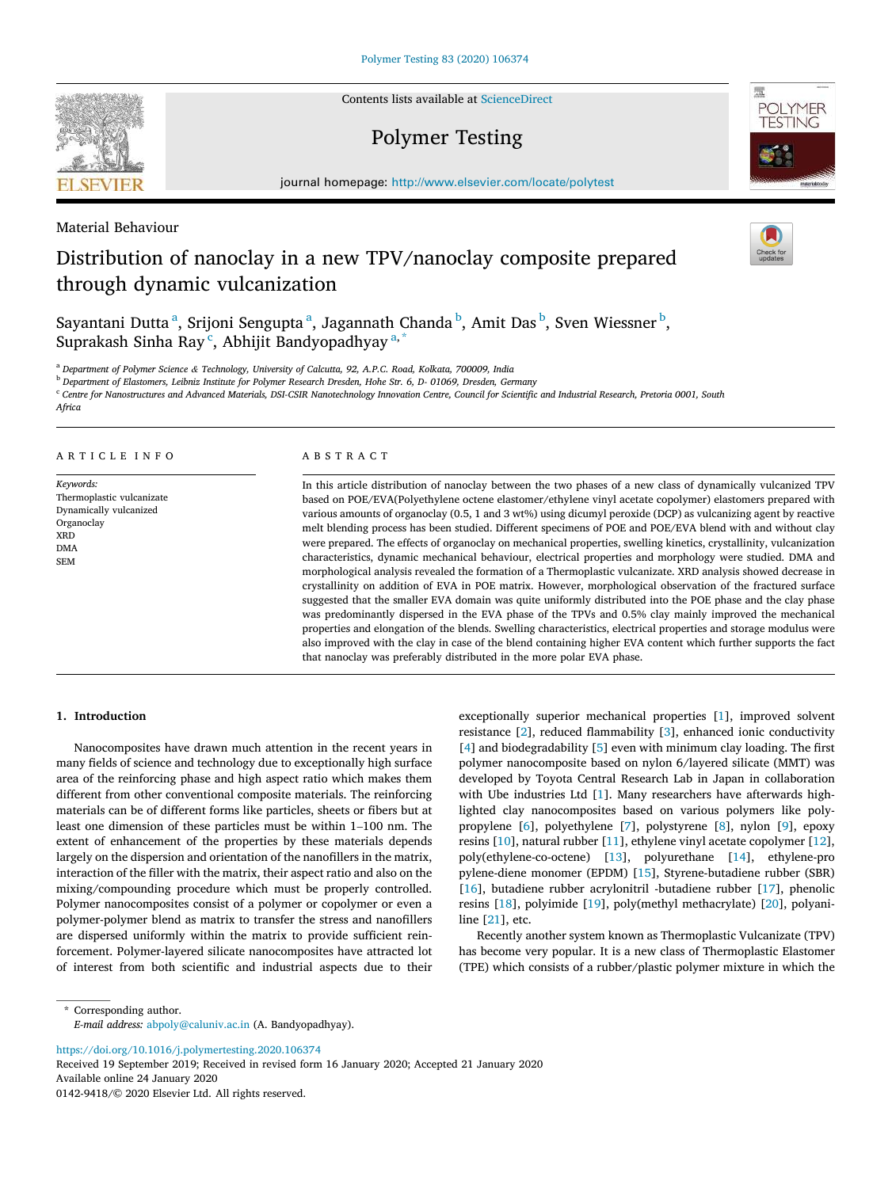Material Behaviour

# Distribution of nanoclay in a new TPV/nanoclay composite prepared through dynamic vulcanization

Sayantani Dutta [a], Srijoni Sengupta [a], Jagannath Chanda [b], Amit Das [b], Sven Wiessner [b], Suprakash Sinha Ray [c], Abhijit Bandyopadhyay [a,*]

[a] Department of Polymer Science & Technology, University of Calcutta, 92, A.P.C. Road, Kolkata, 700009, India

[b] Department of Elastomers, Leibniz Institute for Polymer Research Dresden, Hohe Str. 6, D- 01069, Dresden, Germany

[c] Centre for Nanostructures and Advanced Materials, DSI-CSIR Nanotechnology Innovation Centre, Council for Scientific and Industrial Research, Pretoria 0001, South Africa

## ARTICLE INFO

*Keywords:*
Thermoplastic vulcanizate
Dynamically vulcanized
Organoclay
XRD
DMA
SEM

## ABSTRACT

In this article distribution of nanoclay between the two phases of a new class of dynamically vulcanized TPV based on POE/EVA(Polyethylene octene elastomer/ethylene vinyl acetate copolymer) elastomers prepared with various amounts of organoclay (0.5, 1 and 3 wt%) using dicumyl peroxide (DCP) as vulcanizing agent by reactive melt blending process has been studied. Different specimens of POE and POE/EVA blend with and without clay were prepared. The effects of organoclay on mechanical properties, swelling kinetics, crystallinity, vulcanization characteristics, dynamic mechanical behaviour, electrical properties and morphology were studied. DMA and morphological analysis revealed the formation of a Thermoplastic vulcanizate. XRD analysis showed decrease in crystallinity on addition of EVA in POE matrix. However, morphological observation of the fractured surface suggested that the smaller EVA domain was quite uniformly distributed into the POE phase and the clay phase was predominantly dispersed in the EVA phase of the TPVs and 0.5% clay mainly improved the mechanical properties and elongation of the blends. Swelling characteristics, electrical properties and storage modulus were also improved with the clay in case of the blend containing higher EVA content which further supports the fact that nanoclay was preferably distributed in the more polar EVA phase.

## 1. Introduction

Nanocomposites have drawn much attention in the recent years in many fields of science and technology due to exceptionally high surface area of the reinforcing phase and high aspect ratio which makes them different from other conventional composite materials. The reinforcing materials can be of different forms like particles, sheets or fibers but at least one dimension of these particles must be within 1–100 nm. The extent of enhancement of the properties by these materials depends largely on the dispersion and orientation of the nanofillers in the matrix, interaction of the filler with the matrix, their aspect ratio and also on the mixing/compounding procedure which must be properly controlled. Polymer nanocomposites consist of a polymer or copolymer or even a polymer-polymer blend as matrix to transfer the stress and nanofillers are dispersed uniformly within the matrix to provide sufficient reinforcement. Polymer-layered silicate nanocomposites have attracted lot of interest from both scientific and industrial aspects due to their exceptionally superior mechanical properties [1], improved solvent resistance [2], reduced flammability [3], enhanced ionic conductivity [4] and biodegradability [5] even with minimum clay loading. The first polymer nanocomposite based on nylon 6/layered silicate (MMT) was developed by Toyota Central Research Lab in Japan in collaboration with Ube industries Ltd [1]. Many researchers have afterwards highlighted clay nanocomposites based on various polymers like polypropylene [6], polyethylene [7], polystyrene [8], nylon [9], epoxy resins [10], natural rubber [11], ethylene vinyl acetate copolymer [12], poly(ethylene-co-octene) [13], polyurethane [14], ethylene-propylene-diene monomer (EPDM) [15], Styrene-butadiene rubber (SBR) [16], butadiene rubber acrylonitril -butadiene rubber [17], phenolic resins [18], polyimide [19], poly(methyl methacrylate) [20], polyaniline [21], etc.

Recently another system known as Thermoplastic Vulcanizate (TPV) has become very popular. It is a new class of Thermoplastic Elastomer (TPE) which consists of a rubber/plastic polymer mixture in which the

\* Corresponding author.
*E-mail address:* abpoly@caluniv.ac.in (A. Bandyopadhyay).

https://doi.org/10.1016/j.polymertesting.2020.106374
Received 19 September 2019; Received in revised form 16 January 2020; Accepted 21 January 2020
Available online 24 January 2020
0142-9418/© 2020 Elsevier Ltd. All rights reserved.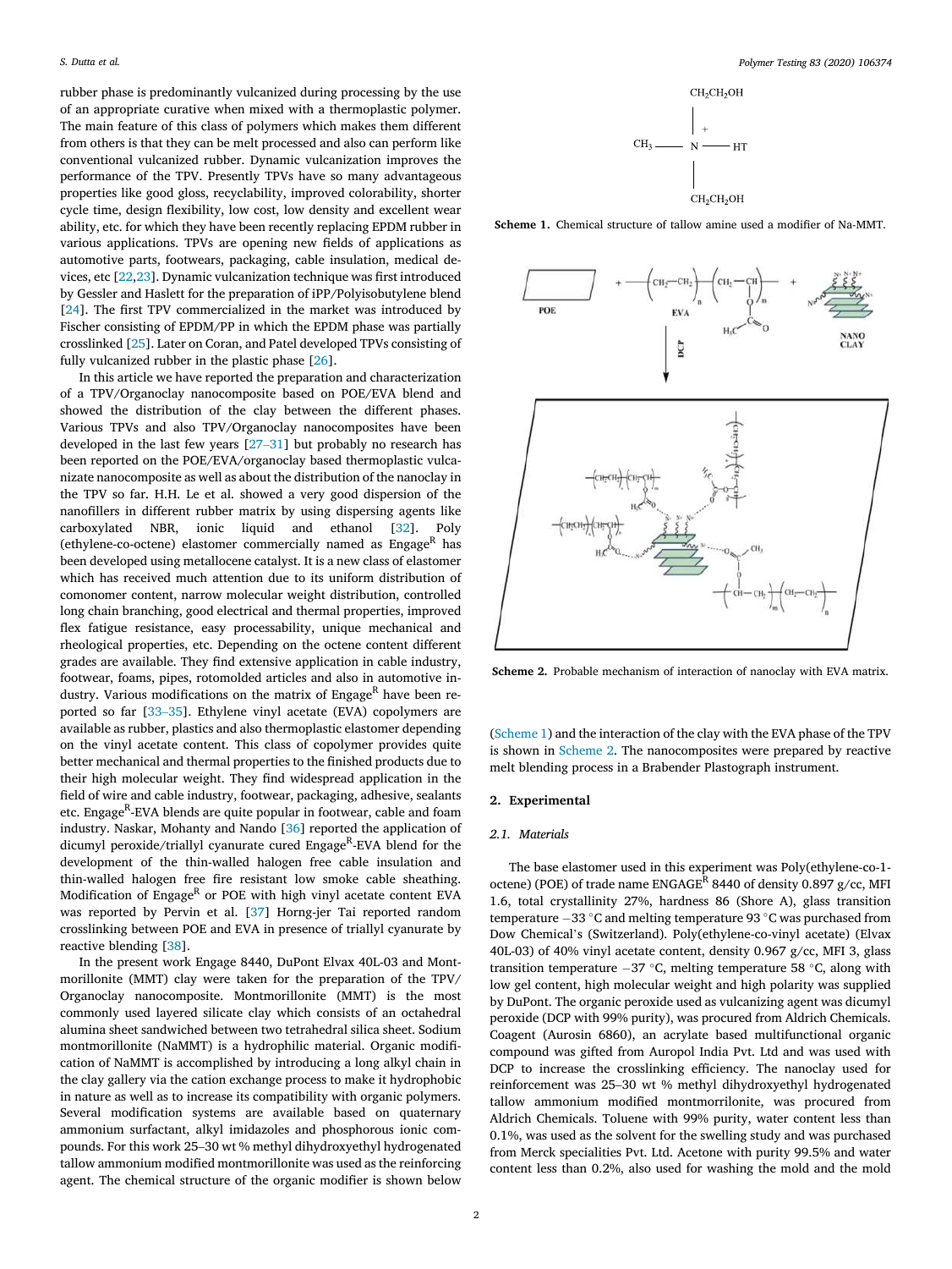rubber phase is predominantly vulcanized during processing by the use of an appropriate curative when mixed with a thermoplastic polymer. The main feature of this class of polymers which makes them different from others is that they can be melt processed and also can perform like conventional vulcanized rubber. Dynamic vulcanization improves the performance of the TPV. Presently TPVs have so many advantageous properties like good gloss, recyclability, improved colorability, shorter cycle time, design flexibility, low cost, low density and excellent wear ability, etc. for which they have been recently replacing EPDM rubber in various applications. TPVs are opening new fields of applications as automotive parts, footwears, packaging, cable insulation, medical devices, etc [22,23]. Dynamic vulcanization technique was first introduced by Gessler and Haslett for the preparation of iPP/Polyisobutylene blend [24]. The first TPV commercialized in the market was introduced by Fischer consisting of EPDM/PP in which the EPDM phase was partially crosslinked [25]. Later on Coran, and Patel developed TPVs consisting of fully vulcanized rubber in the plastic phase [26].

In this article we have reported the preparation and characterization of a TPV/Organoclay nanocomposite based on POE/EVA blend and showed the distribution of the clay between the different phases. Various TPVs and also TPV/Organoclay nanocomposites have been developed in the last few years [27–31] but probably no research has been reported on the POE/EVA/organoclay based thermoplastic vulcanizate nanocomposite as well as about the distribution of the nanoclay in the TPV so far. H.H. Le et al. showed a very good dispersion of the nanofillers in different rubber matrix by using dispersing agents like carboxylated NBR, ionic liquid and ethanol [32]. Poly (ethylene-co-octene) elastomer commercially named as Engage[R] has been developed using metallocene catalyst. It is a new class of elastomer which has received much attention due to its uniform distribution of comonomer content, narrow molecular weight distribution, controlled long chain branching, good electrical and thermal properties, improved flex fatigue resistance, easy processability, unique mechanical and rheological properties, etc. Depending on the octene content different grades are available. They find extensive application in cable industry, footwear, foams, pipes, rotomolded articles and also in automotive industry. Various modifications on the matrix of Engage[R] have been reported so far [33–35]. Ethylene vinyl acetate (EVA) copolymers are available as rubber, plastics and also thermoplastic elastomer depending on the vinyl acetate content. This class of copolymer provides quite better mechanical and thermal properties to the finished products due to their high molecular weight. They find widespread application in the field of wire and cable industry, footwear, packaging, adhesive, sealants etc. Engage[R]-EVA blends are quite popular in footwear, cable and foam industry. Naskar, Mohanty and Nando [36] reported the application of dicumyl peroxide/triallyl cyanurate cured Engage[R]-EVA blend for the development of the thin-walled halogen free cable insulation and thin-walled halogen free fire resistant low smoke cable sheathing. Modification of Engage[R] or POE with high vinyl acetate content EVA was reported by Pervin et al. [37] Horng-jer Tai reported random crosslinking between POE and EVA in presence of triallyl cyanurate by reactive blending [38].

In the present work Engage 8440, DuPont Elvax 40L-03 and Montmorillonite (MMT) clay were taken for the preparation of the TPV/Organoclay nanocomposite. Montmorillonite (MMT) is the most commonly used layered silicate clay which consists of an octahedral alumina sheet sandwiched between two tetrahedral silica sheet. Sodium montmorillonite (NaMMT) is a hydrophilic material. Organic modification of NaMMT is accomplished by introducing a long alkyl chain in the clay gallery via the cation exchange process to make it hydrophobic in nature as well as to increase its compatibility with organic polymers. Several modification systems are available based on quaternary ammonium surfactant, alkyl imidazoles and phosphorous ionic compounds. For this work 25–30 wt % methyl dihydroxyethyl hydrogenated tallow ammonium modified montmorillonite was used as the reinforcing agent. The chemical structure of the organic modifier is shown below (Scheme 1) and the interaction of the clay with the EVA phase of the TPV is shown in Scheme 2. The nanocomposites were prepared by reactive melt blending process in a Brabender Plastograph instrument.

**Scheme 1.** Chemical structure of tallow amine used a modifier of Na-MMT.

**Scheme 2.** Probable mechanism of interaction of nanoclay with EVA matrix.

## 2. Experimental

### 2.1. Materials

The base elastomer used in this experiment was Poly(ethylene-co-1-octene) (POE) of trade name ENGAGE[R] 8440 of density 0.897 g/cc, MFI 1.6, total crystallinity 27%, hardness 86 (Shore A), glass transition temperature −33 °C and melting temperature 93 °C was purchased from Dow Chemical's (Switzerland). Poly(ethylene-co-vinyl acetate) (Elvax 40L-03) of 40% vinyl acetate content, density 0.967 g/cc, MFI 3, glass transition temperature −37 °C, melting temperature 58 °C, along with low gel content, high molecular weight and high polarity was supplied by DuPont. The organic peroxide used as vulcanizing agent was dicumyl peroxide (DCP with 99% purity), was procured from Aldrich Chemicals. Coagent (Aurosin 6860), an acrylate based multifunctional organic compound was gifted from Auropol India Pvt. Ltd and was used with DCP to increase the crosslinking efficiency. The nanoclay used for reinforcement was 25–30 wt % methyl dihydroxyethyl hydrogenated tallow ammonium modified montmorillonite, was procured from Aldrich Chemicals. Toluene with 99% purity, water content less than 0.1%, was used as the solvent for the swelling study and was purchased from Merck specialities Pvt. Ltd. Acetone with purity 99.5% and water content less than 0.2%, also used for washing the mold and the mold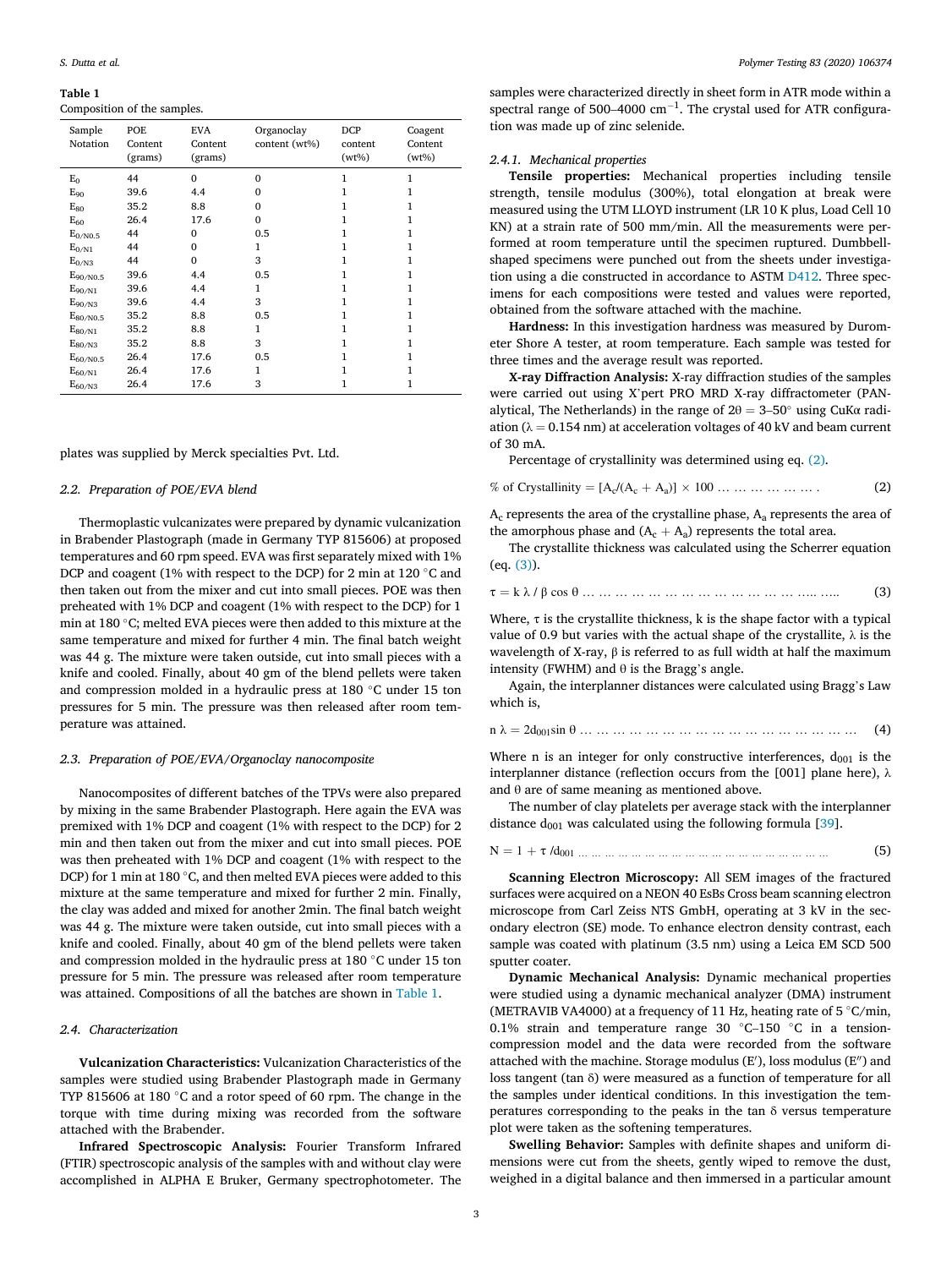**Table 1**
Composition of the samples.

| Sample Notation | POE Content (grams) | EVA Content (grams) | Organoclay content (wt%) | DCP content (wt%) | Coagent Content (wt%) |
|---|---|---|---|---|---|
| $E_0$ | 44 | 0 | 0 | 1 | 1 |
| $E_{90}$ | 39.6 | 4.4 | 0 | 1 | 1 |
| $E_{80}$ | 35.2 | 8.8 | 0 | 1 | 1 |
| $E_{60}$ | 26.4 | 17.6 | 0 | 1 | 1 |
| $E_{0/N0.5}$ | 44 | 0 | 0.5 | 1 | 1 |
| $E_{0/N1}$ | 44 | 0 | 1 | 1 | 1 |
| $E_{0/N3}$ | 44 | 0 | 3 | 1 | 1 |
| $E_{90/N0.5}$ | 39.6 | 4.4 | 0.5 | 1 | 1 |
| $E_{90/N1}$ | 39.6 | 4.4 | 1 | 1 | 1 |
| $E_{90/N3}$ | 39.6 | 4.4 | 3 | 1 | 1 |
| $E_{80/N0.5}$ | 35.2 | 8.8 | 0.5 | 1 | 1 |
| $E_{80/N1}$ | 35.2 | 8.8 | 1 | 1 | 1 |
| $E_{80/N3}$ | 35.2 | 8.8 | 3 | 1 | 1 |
| $E_{60/N0.5}$ | 26.4 | 17.6 | 0.5 | 1 | 1 |
| $E_{60/N1}$ | 26.4 | 17.6 | 1 | 1 | 1 |
| $E_{60/N3}$ | 26.4 | 17.6 | 3 | 1 | 1 |

plates was supplied by Merck specialties Pvt. Ltd.

### 2.2. Preparation of POE/EVA blend

Thermoplastic vulcanizates were prepared by dynamic vulcanization in Brabender Plastograph (made in Germany TYP 815606) at proposed temperatures and 60 rpm speed. EVA was first separately mixed with 1% DCP and coagent (1% with respect to the DCP) for 2 min at 120 °C and then taken out from the mixer and cut into small pieces. POE was then preheated with 1% DCP and coagent (1% with respect to the DCP) for 1 min at 180 °C; melted EVA pieces were then added to this mixture at the same temperature and mixed for further 4 min. The final batch weight was 44 g. The mixture were taken outside, cut into small pieces with a knife and cooled. Finally, about 40 gm of the blend pellets were taken and compression molded in a hydraulic press at 180 °C under 15 ton pressures for 5 min. The pressure was then released after room temperature was attained.

### 2.3. Preparation of POE/EVA/Organoclay nanocomposite

Nanocomposites of different batches of the TPVs were also prepared by mixing in the same Brabender Plastograph. Here again the EVA was premixed with 1% DCP and coagent (1% with respect to the DCP) for 2 min and then taken out from the mixer and cut into small pieces. POE was then preheated with 1% DCP and coagent (1% with respect to the DCP) for 1 min at 180 °C, and then melted EVA pieces were added to this mixture at the same temperature and mixed for further 2 min. Finally, the clay was added and mixed for another 2min. The final batch weight was 44 g. The mixture were taken outside, cut into small pieces with a knife and cooled. Finally, about 40 gm of the blend pellets were taken and compression molded in the hydraulic press at 180 °C under 15 ton pressure for 5 min. The pressure was released after room temperature was attained. Compositions of all the batches are shown in Table 1.

### 2.4. Characterization

**Vulcanization Characteristics:** Vulcanization Characteristics of the samples were studied using Brabender Plastograph made in Germany TYP 815606 at 180 °C and a rotor speed of 60 rpm. The change in the torque with time during mixing was recorded from the software attached with the Brabender.

**Infrared Spectroscopic Analysis:** Fourier Transform Infrared (FTIR) spectroscopic analysis of the samples with and without clay were accomplished in ALPHA E Bruker, Germany spectrophotometer. The samples were characterized directly in sheet form in ATR mode within a spectral range of 500–4000 $cm^{-1}$. The crystal used for ATR configuration was made up of zinc selenide.

#### 2.4.1. Mechanical properties

**Tensile properties:** Mechanical properties including tensile strength, tensile modulus (300%), total elongation at break were measured using the UTM LLOYD instrument (LR 10 K plus, Load Cell 10 KN) at a strain rate of 500 mm/min. All the measurements were performed at room temperature until the specimen ruptured. Dumbbell-shaped specimens were punched out from the sheets under investigation using a die constructed in accordance to ASTM D412. Three specimens for each compositions were tested and values were reported, obtained from the software attached with the machine.

**Hardness:** In this investigation hardness was measured by Durometer Shore A tester, at room temperature. Each sample was tested for three times and the average result was reported.

**X-ray Diffraction Analysis:** X-ray diffraction studies of the samples were carried out using X'pert PRO MRD X-ray diffractometer (PANalytical, The Netherlands) in the range of $2\theta = 3$–$50°$ using CuKα radiation ($\lambda = 0.154$ nm) at acceleration voltages of 40 kV and beam current of 30 mA.

Percentage of crystallinity was determined using eq. (2).

$$\% \text{ of Crystallinity} = [A_c/(A_c + A_a)] \times 100 \quad (2)$$

$A_c$ represents the area of the crystalline phase, $A_a$ represents the area of the amorphous phase and $(A_c + A_a)$ represents the total area.

The crystallite thickness was calculated using the Scherrer equation (eq. (3)).

$$\tau = k\,\lambda / \beta \cos\theta \quad (3)$$

Where, $\tau$ is the crystallite thickness, k is the shape factor with a typical value of 0.9 but varies with the actual shape of the crystallite, $\lambda$ is the wavelength of X-ray, $\beta$ is referred to as full width at half the maximum intensity (FWHM) and $\theta$ is the Bragg's angle.

Again, the interplanner distances were calculated using Bragg's Law which is,

$$n\,\lambda = 2d_{001}\sin\theta \quad (4)$$

Where n is an integer for only constructive interferences, $d_{001}$ is the interplanner distance (reflection occurs from the [001] plane here), $\lambda$ and $\theta$ are of same meaning as mentioned above.

The number of clay platelets per average stack with the interplanner distance $d_{001}$ was calculated using the following formula [39].

$$N = 1 + \tau / d_{001} \quad (5)$$

**Scanning Electron Microscopy:** All SEM images of the fractured surfaces were acquired on a NEON 40 EsBs Cross beam scanning electron microscope from Carl Zeiss NTS GmbH, operating at 3 kV in the secondary electron (SE) mode. To enhance electron density contrast, each sample was coated with platinum (3.5 nm) using a Leica EM SCD 500 sputter coater.

**Dynamic Mechanical Analysis:** Dynamic mechanical properties were studied using a dynamic mechanical analyzer (DMA) instrument (METRAVIB VA4000) at a frequency of 11 Hz, heating rate of 5 °C/min, 0.1% strain and temperature range 30 °C–150 °C in a tension-compression model and the data were recorded from the software attached with the machine. Storage modulus (E′), loss modulus (E″) and loss tangent (tan δ) were measured as a function of temperature for all the samples under identical conditions. In this investigation the temperatures corresponding to the peaks in the tan δ versus temperature plot were taken as the softening temperatures.

**Swelling Behavior:** Samples with definite shapes and uniform dimensions were cut from the sheets, gently wiped to remove the dust, weighed in a digital balance and then immersed in a particular amount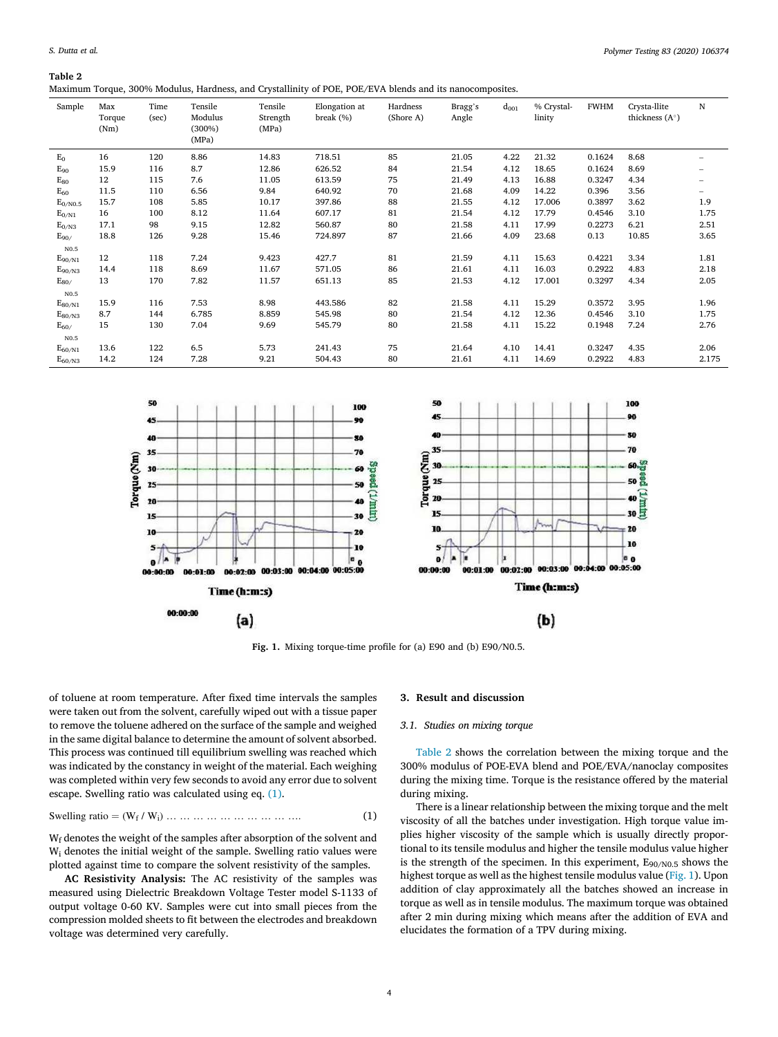**Table 2**
Maximum Torque, 300% Modulus, Hardness, and Crystallinity of POE, POE/EVA blends and its nanocomposites.

| Sample | Max Torque (Nm) | Time (sec) | Tensile Modulus (300%) (MPa) | Tensile Strength (MPa) | Elongation at break (%) | Hardness (Shore A) | Bragg's Angle | $d_{001}$ | % Crystal-linity | FWHM | Crysta-llite thickness (A°) | N |
|---|---|---|---|---|---|---|---|---|---|---|---|---|
| $E_0$ | 16 | 120 | 8.86 | 14.83 | 718.51 | 85 | 21.05 | 4.22 | 21.32 | 0.1624 | 8.68 | – |
| $E_{90}$ | 15.9 | 116 | 8.7 | 12.86 | 626.52 | 84 | 21.54 | 4.12 | 18.65 | 0.1624 | 8.69 | – |
| $E_{80}$ | 12 | 115 | 7.6 | 11.05 | 613.59 | 75 | 21.49 | 4.13 | 16.88 | 0.3247 | 4.34 | – |
| $E_{60}$ | 11.5 | 110 | 6.56 | 9.84 | 640.92 | 70 | 21.68 | 4.09 | 14.22 | 0.396 | 3.56 | – |
| $E_{0/N0.5}$ | 15.7 | 108 | 5.85 | 10.17 | 397.86 | 88 | 21.55 | 4.12 | 17.006 | 0.3897 | 3.62 | 1.9 |
| $E_{0/N1}$ | 16 | 100 | 8.12 | 11.64 | 607.17 | 81 | 21.54 | 4.12 | 17.79 | 0.4546 | 3.10 | 1.75 |
| $E_{0/N3}$ | 17.1 | 98 | 9.15 | 12.82 | 560.87 | 80 | 21.58 | 4.11 | 17.99 | 0.2273 | 6.21 | 2.51 |
| $E_{90/N0.5}$ | 18.8 | 126 | 9.28 | 15.46 | 724.897 | 87 | 21.66 | 4.09 | 23.68 | 0.13 | 10.85 | 3.65 |
| $E_{90/N1}$ | 12 | 118 | 7.24 | 9.423 | 427.7 | 81 | 21.59 | 4.11 | 15.63 | 0.4221 | 3.34 | 1.81 |
| $E_{90/N3}$ | 14.4 | 118 | 8.69 | 11.67 | 571.05 | 86 | 21.61 | 4.11 | 16.03 | 0.2922 | 4.83 | 2.18 |
| $E_{80/N0.5}$ | 13 | 170 | 7.82 | 11.57 | 651.13 | 85 | 21.53 | 4.12 | 17.001 | 0.3297 | 4.34 | 2.05 |
| $E_{80/N1}$ | 15.9 | 116 | 7.53 | 8.98 | 443.586 | 82 | 21.58 | 4.11 | 15.29 | 0.3572 | 3.95 | 1.96 |
| $E_{80/N3}$ | 8.7 | 144 | 6.785 | 8.859 | 545.98 | 80 | 21.54 | 4.12 | 12.36 | 0.4546 | 3.10 | 1.75 |
| $E_{60/N0.5}$ | 15 | 130 | 7.04 | 9.69 | 545.79 | 80 | 21.58 | 4.11 | 15.22 | 0.1948 | 7.24 | 2.76 |
| $E_{60/N1}$ | 13.6 | 122 | 6.5 | 5.73 | 241.43 | 75 | 21.64 | 4.10 | 14.41 | 0.3247 | 4.35 | 2.06 |
| $E_{60/N3}$ | 14.2 | 124 | 7.28 | 9.21 | 504.43 | 80 | 21.61 | 4.11 | 14.69 | 0.2922 | 4.83 | 2.175 |

**Fig. 1.** Mixing torque-time profile for (a) E90 and (b) E90/N0.5.

of toluene at room temperature. After fixed time intervals the samples were taken out from the solvent, carefully wiped out with a tissue paper to remove the toluene adhered on the surface of the sample and weighed in the same digital balance to determine the amount of solvent absorbed. This process was continued till equilibrium swelling was reached which was indicated by the constancy in weight of the material. Each weighing was completed within very few seconds to avoid any error due to solvent escape. Swelling ratio was calculated using eq. (1).

$$\text{Swelling ratio} = (W_f / W_i) \quad (1)$$

$W_f$ denotes the weight of the samples after absorption of the solvent and $W_i$ denotes the initial weight of the sample. Swelling ratio values were plotted against time to compare the solvent resistivity of the samples.

**AC Resistivity Analysis:** The AC resistivity of the samples was measured using Dielectric Breakdown Voltage Tester model S-1133 of output voltage 0-60 KV. Samples were cut into small pieces from the compression molded sheets to fit between the electrodes and breakdown voltage was determined very carefully.

## 3. Result and discussion

### 3.1. Studies on mixing torque

Table 2 shows the correlation between the mixing torque and the 300% modulus of POE-EVA blend and POE/EVA/nanoclay composites during the mixing time. Torque is the resistance offered by the material during mixing.

There is a linear relationship between the mixing torque and the melt viscosity of all the batches under investigation. High torque value implies higher viscosity of the sample which is usually directly proportional to its tensile modulus and higher the tensile modulus value higher is the strength of the specimen. In this experiment, $E_{90/N0.5}$ shows the highest torque as well as the highest tensile modulus value (Fig. 1). Upon addition of clay approximately all the batches showed an increase in torque as well as in tensile modulus. The maximum torque was obtained after 2 min during mixing which means after the addition of EVA and elucidates the formation of a TPV during mixing.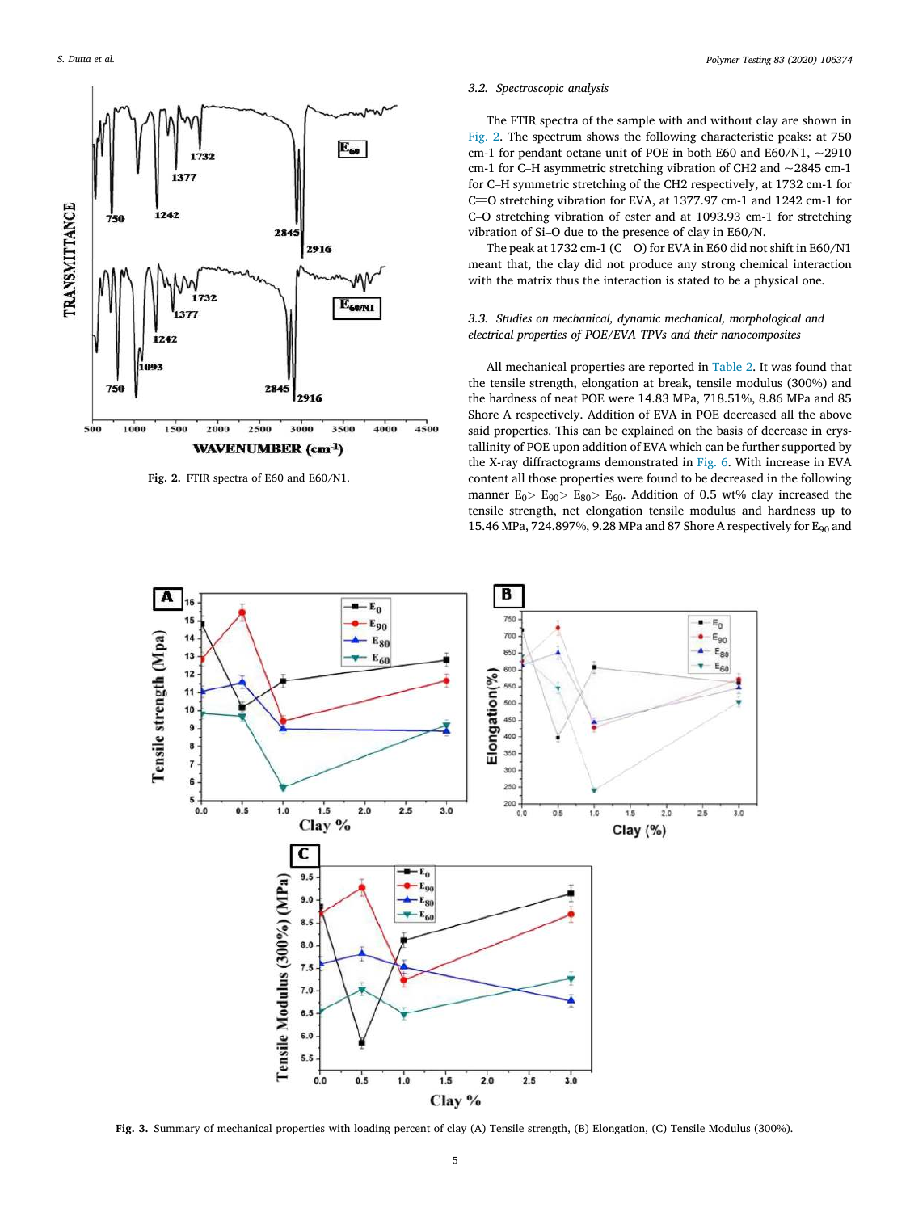Fig. 2. FTIR spectra of E60 and E60/N1.

### 3.2. Spectroscopic analysis

The FTIR spectra of the sample with and without clay are shown in Fig. 2. The spectrum shows the following characteristic peaks: at 750 cm-1 for pendant octane unit of POE in both E60 and E60/N1, ~2910 cm-1 for C–H asymmetric stretching vibration of CH2 and ~2845 cm-1 for C–H symmetric stretching of the CH2 respectively, at 1732 cm-1 for C=O stretching vibration for EVA, at 1377.97 cm-1 and 1242 cm-1 for C–O stretching vibration of ester and at 1093.93 cm-1 for stretching vibration of Si–O due to the presence of clay in E60/N.

The peak at 1732 cm-1 (C=O) for EVA in E60 did not shift in E60/N1 meant that, the clay did not produce any strong chemical interaction with the matrix thus the interaction is stated to be a physical one.

### 3.3. Studies on mechanical, dynamic mechanical, morphological and electrical properties of POE/EVA TPVs and their nanocomposites

All mechanical properties are reported in Table 2. It was found that the tensile strength, elongation at break, tensile modulus (300%) and the hardness of neat POE were 14.83 MPa, 718.51%, 8.86 MPa and 85 Shore A respectively. Addition of EVA in POE decreased all the above said properties. This can be explained on the basis of decrease in crystallinity of POE upon addition of EVA which can be further supported by the X-ray diffractograms demonstrated in Fig. 6. With increase in EVA content all those properties were found to be decreased in the following manner $E_0 > E_{90} > E_{80} > E_{60}$. Addition of 0.5 wt% clay increased the tensile strength, net elongation tensile modulus and hardness up to 15.46 MPa, 724.897%, 9.28 MPa and 87 Shore A respectively for $E_{90}$ and

Fig. 3. Summary of mechanical properties with loading percent of clay (A) Tensile strength, (B) Elongation, (C) Tensile Modulus (300%).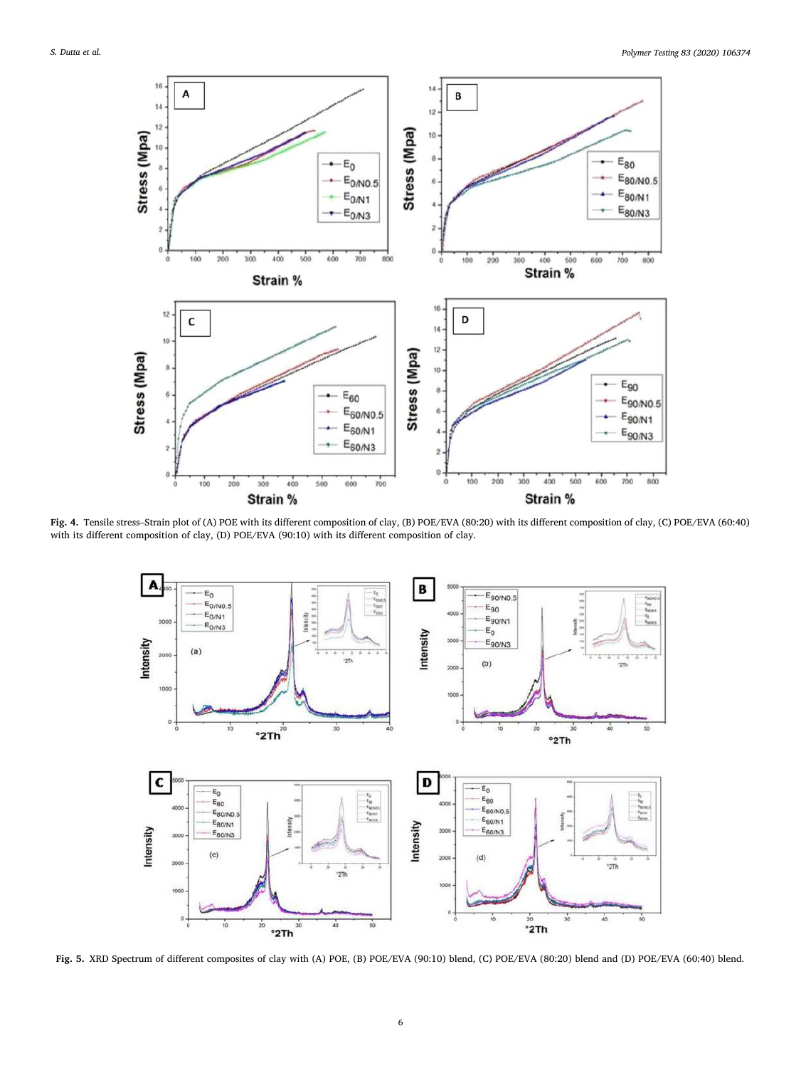**Fig. 4.** Tensile stress–Strain plot of (A) POE with its different composition of clay, (B) POE/EVA (80:20) with its different composition of clay, (C) POE/EVA (60:40) with its different composition of clay, (D) POE/EVA (90:10) with its different composition of clay.

**Fig. 5.** XRD Spectrum of different composites of clay with (A) POE, (B) POE/EVA (90:10) blend, (C) POE/EVA (80:20) blend and (D) POE/EVA (60:40) blend.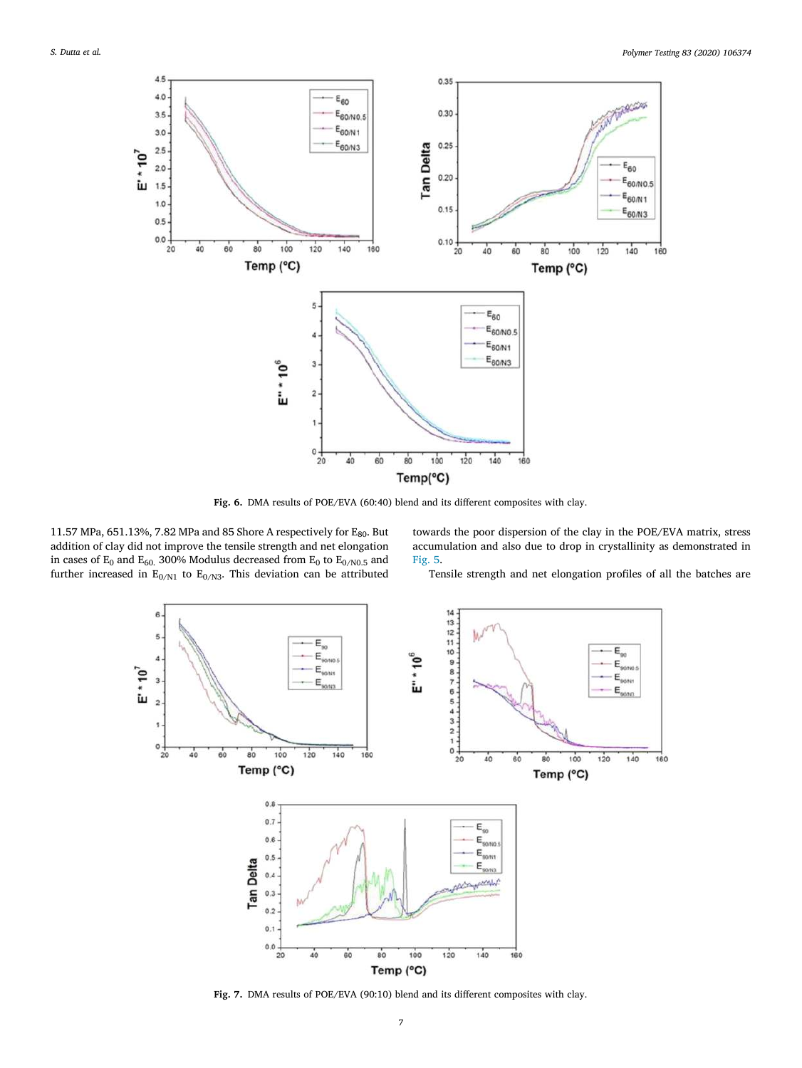Fig. 6. DMA results of POE/EVA (60:40) blend and its different composites with clay.

11.57 MPa, 651.13%, 7.82 MPa and 85 Shore A respectively for $E_{80}$. But addition of clay did not improve the tensile strength and net elongation in cases of $E_0$ and $E_{60}$. 300% Modulus decreased from $E_0$ to $E_{0/N0.5}$ and further increased in $E_{0/N1}$ to $E_{0/N3}$. This deviation can be attributed towards the poor dispersion of the clay in the POE/EVA matrix, stress accumulation and also due to drop in crystallinity as demonstrated in Fig. 5.

Tensile strength and net elongation profiles of all the batches are

Fig. 7. DMA results of POE/EVA (90:10) blend and its different composites with clay.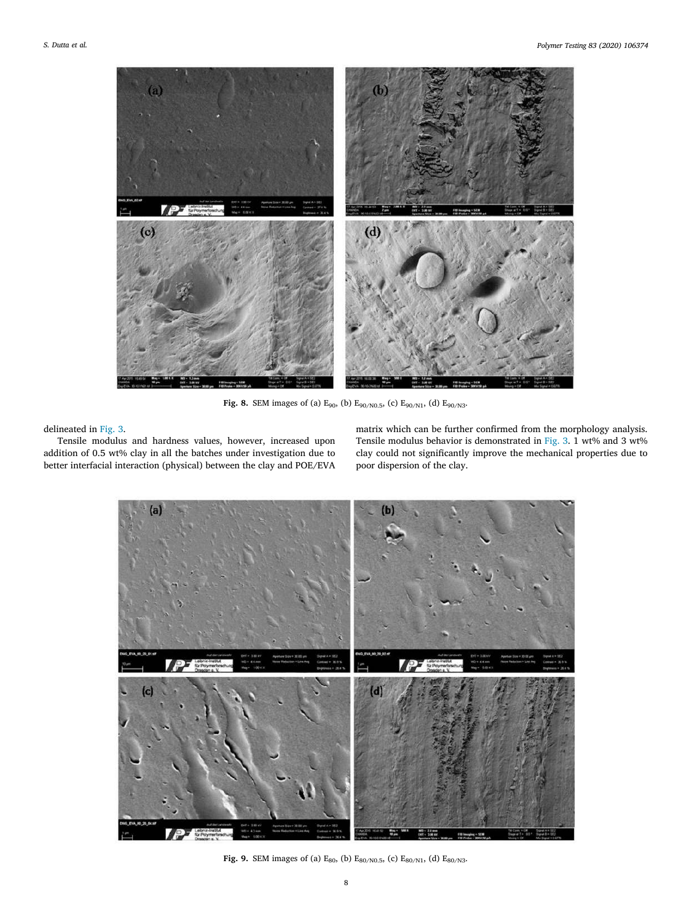**Fig. 8.** SEM images of (a) $E_{90}$, (b) $E_{90/N0.5}$, (c) $E_{90/N1}$, (d) $E_{90/N3}$.

delineated in Fig. 3.

Tensile modulus and hardness values, however, increased upon addition of 0.5 wt% clay in all the batches under investigation due to better interfacial interaction (physical) between the clay and POE/EVA matrix which can be further confirmed from the morphology analysis. Tensile modulus behavior is demonstrated in Fig. 3. 1 wt% and 3 wt% clay could not significantly improve the mechanical properties due to poor dispersion of the clay.

**Fig. 9.** SEM images of (a) $E_{80}$, (b) $E_{80/N0.5}$, (c) $E_{80/N1}$, (d) $E_{80/N3}$.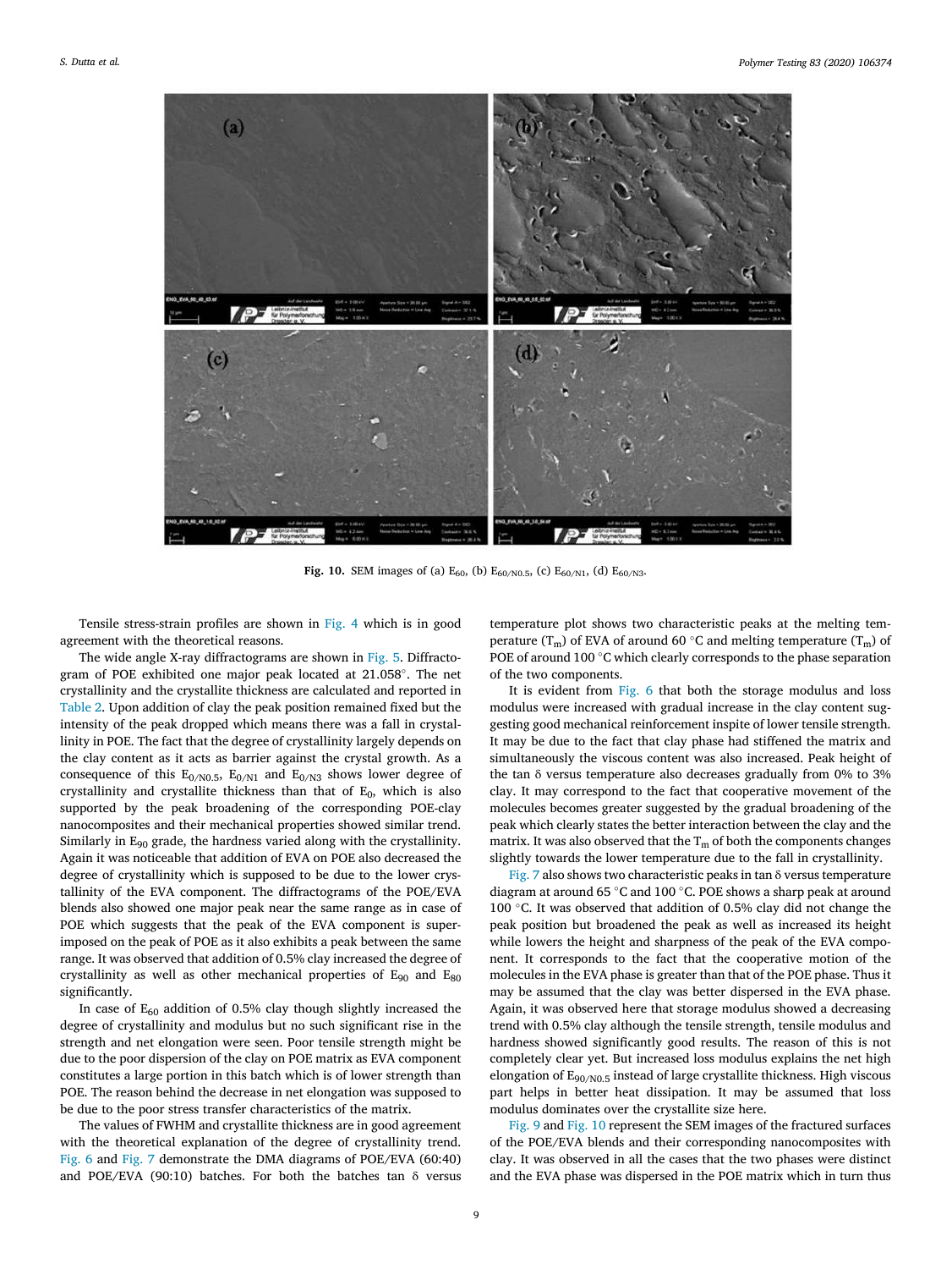Fig. 10. SEM images of (a) $E_{60}$, (b) $E_{60/N0.5}$, (c) $E_{60/N1}$, (d) $E_{60/N3}$.

Tensile stress-strain profiles are shown in Fig. 4 which is in good agreement with the theoretical reasons.

The wide angle X-ray diffractograms are shown in Fig. 5. Diffractogram of POE exhibited one major peak located at 21.058°. The net crystallinity and the crystallite thickness are calculated and reported in Table 2. Upon addition of clay the peak position remained fixed but the intensity of the peak dropped which means there was a fall in crystallinity in POE. The fact that the degree of crystallinity largely depends on the clay content as it acts as barrier against the crystal growth. As a consequence of this $E_{0/N0.5}$, $E_{0/N1}$ and $E_{0/N3}$ shows lower degree of crystallinity and crystallite thickness than that of $E_0$, which is also supported by the peak broadening of the corresponding POE-clay nanocomposites and their mechanical properties showed similar trend. Similarly in $E_{90}$ grade, the hardness varied along with the crystallinity. Again it was noticeable that addition of EVA on POE also decreased the degree of crystallinity which is supposed to be due to the lower crystallinity of the EVA component. The diffractograms of the POE/EVA blends also showed one major peak near the same range as in case of POE which suggests that the peak of the EVA component is superimposed on the peak of POE as it also exhibits a peak between the same range. It was observed that addition of 0.5% clay increased the degree of crystallinity as well as other mechanical properties of $E_{90}$ and $E_{80}$ significantly.

In case of $E_{60}$ addition of 0.5% clay though slightly increased the degree of crystallinity and modulus but no such significant rise in the strength and net elongation were seen. Poor tensile strength might be due to the poor dispersion of the clay on POE matrix as EVA component constitutes a large portion in this batch which is of lower strength than POE. The reason behind the decrease in net elongation was supposed to be due to the poor stress transfer characteristics of the matrix.

The values of FWHM and crystallite thickness are in good agreement with the theoretical explanation of the degree of crystallinity trend. Fig. 6 and Fig. 7 demonstrate the DMA diagrams of POE/EVA (60:40) and POE/EVA (90:10) batches. For both the batches tan δ versus temperature plot shows two characteristic peaks at the melting temperature ($T_m$) of EVA of around 60 °C and melting temperature ($T_m$) of POE of around 100 °C which clearly corresponds to the phase separation of the two components.

It is evident from Fig. 6 that both the storage modulus and loss modulus were increased with gradual increase in the clay content suggesting good mechanical reinforcement inspite of lower tensile strength. It may be due to the fact that clay phase had stiffened the matrix and simultaneously the viscous content was also increased. Peak height of the tan δ versus temperature also decreases gradually from 0% to 3% clay. It may correspond to the fact that cooperative movement of the molecules becomes greater suggested by the gradual broadening of the peak which clearly states the better interaction between the clay and the matrix. It was also observed that the $T_m$ of both the components changes slightly towards the lower temperature due to the fall in crystallinity.

Fig. 7 also shows two characteristic peaks in tan δ versus temperature diagram at around 65 °C and 100 °C. POE shows a sharp peak at around 100 °C. It was observed that addition of 0.5% clay did not change the peak position but broadened the peak as well as increased its height while lowers the height and sharpness of the peak of the EVA component. It corresponds to the fact that the cooperative motion of the molecules in the EVA phase is greater than that of the POE phase. Thus it may be assumed that the clay was better dispersed in the EVA phase. Again, it was observed here that storage modulus showed a decreasing trend with 0.5% clay although the tensile strength, tensile modulus and hardness showed significantly good results. The reason of this is not completely clear yet. But increased loss modulus explains the net high elongation of $E_{90/N0.5}$ instead of large crystallite thickness. High viscous part helps in better heat dissipation. It may be assumed that loss modulus dominates over the crystallite size here.

Fig. 9 and Fig. 10 represent the SEM images of the fractured surfaces of the POE/EVA blends and their corresponding nanocomposites with clay. It was observed in all the cases that the two phases were distinct and the EVA phase was dispersed in the POE matrix which in turn thus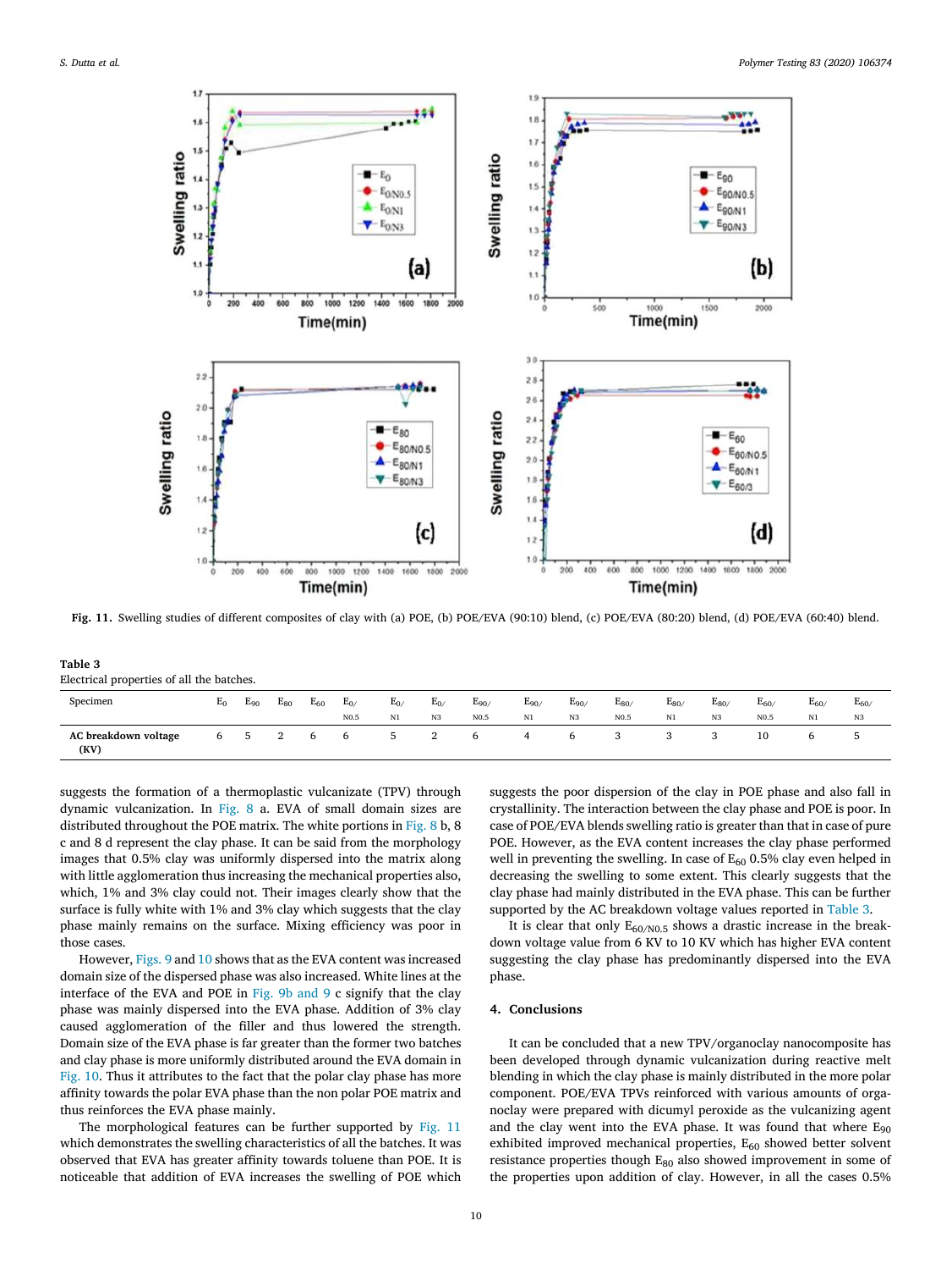Fig. 11. Swelling studies of different composites of clay with (a) POE, (b) POE/EVA (90:10) blend, (c) POE/EVA (80:20) blend, (d) POE/EVA (60:40) blend.

**Table 3**
Electrical properties of all the batches.

| Specimen | $E_0$ | $E_{90}$ | $E_{80}$ | $E_{60}$ | $E_{0/N0.5}$ | $E_{0/N1}$ | $E_{0/N3}$ | $E_{90/N0.5}$ | $E_{90/N1}$ | $E_{90/N3}$ | $E_{80/N0.5}$ | $E_{80/N1}$ | $E_{80/N3}$ | $E_{60/N0.5}$ | $E_{60/N1}$ | $E_{60/N3}$ |
|---|---|---|---|---|---|---|---|---|---|---|---|---|---|---|---|---|
| **AC breakdown voltage (KV)** | 6 | 5 | 2 | 6 | 6 | 5 | 2 | 6 | 4 | 6 | 3 | 3 | 3 | 10 | 6 | 5 |

suggests the formation of a thermoplastic vulcanizate (TPV) through dynamic vulcanization. In Fig. 8 a. EVA of small domain sizes are distributed throughout the POE matrix. The white portions in Fig. 8 b, 8 c and 8 d represent the clay phase. It can be said from the morphology images that 0.5% clay was uniformly dispersed into the matrix along with little agglomeration thus increasing the mechanical properties also, which, 1% and 3% clay could not. Their images clearly show that the surface is fully white with 1% and 3% clay which suggests that the clay phase mainly remains on the surface. Mixing efficiency was poor in those cases.

However, Figs. 9 and 10 shows that as the EVA content was increased domain size of the dispersed phase was also increased. White lines at the interface of the EVA and POE in Fig. 9b and 9 c signify that the clay phase was mainly dispersed into the EVA phase. Addition of 3% clay caused agglomeration of the filler and thus lowered the strength. Domain size of the EVA phase is far greater than the former two batches and clay phase is more uniformly distributed around the EVA domain in Fig. 10. Thus it attributes to the fact that the polar clay phase has more affinity towards the polar EVA phase than the non polar POE matrix and thus reinforces the EVA phase mainly.

The morphological features can be further supported by Fig. 11 which demonstrates the swelling characteristics of all the batches. It was observed that EVA has greater affinity towards toluene than POE. It is noticeable that addition of EVA increases the swelling of POE which suggests the poor dispersion of the clay in POE phase and also fall in crystallinity. The interaction between the clay phase and POE is poor. In case of POE/EVA blends swelling ratio is greater than that in case of pure POE. However, as the EVA content increases the clay phase performed well in preventing the swelling. In case of $E_{60}$ 0.5% clay even helped in decreasing the swelling to some extent. This clearly suggests that the clay phase had mainly distributed in the EVA phase. This can be further supported by the AC breakdown voltage values reported in Table 3.

It is clear that only $E_{60/N0.5}$ shows a drastic increase in the breakdown voltage value from 6 KV to 10 KV which has higher EVA content suggesting the clay phase has predominantly dispersed into the EVA phase.

## 4. Conclusions

It can be concluded that a new TPV/organoclay nanocomposite has been developed through dynamic vulcanization during reactive melt blending in which the clay phase is mainly distributed in the more polar component. POE/EVA TPVs reinforced with various amounts of organoclay were prepared with dicumyl peroxide as the vulcanizing agent and the clay went into the EVA phase. It was found that where $E_{90}$ exhibited improved mechanical properties, $E_{60}$ showed better solvent resistance properties though $E_{80}$ also showed improvement in some of the properties upon addition of clay. However, in all the cases 0.5%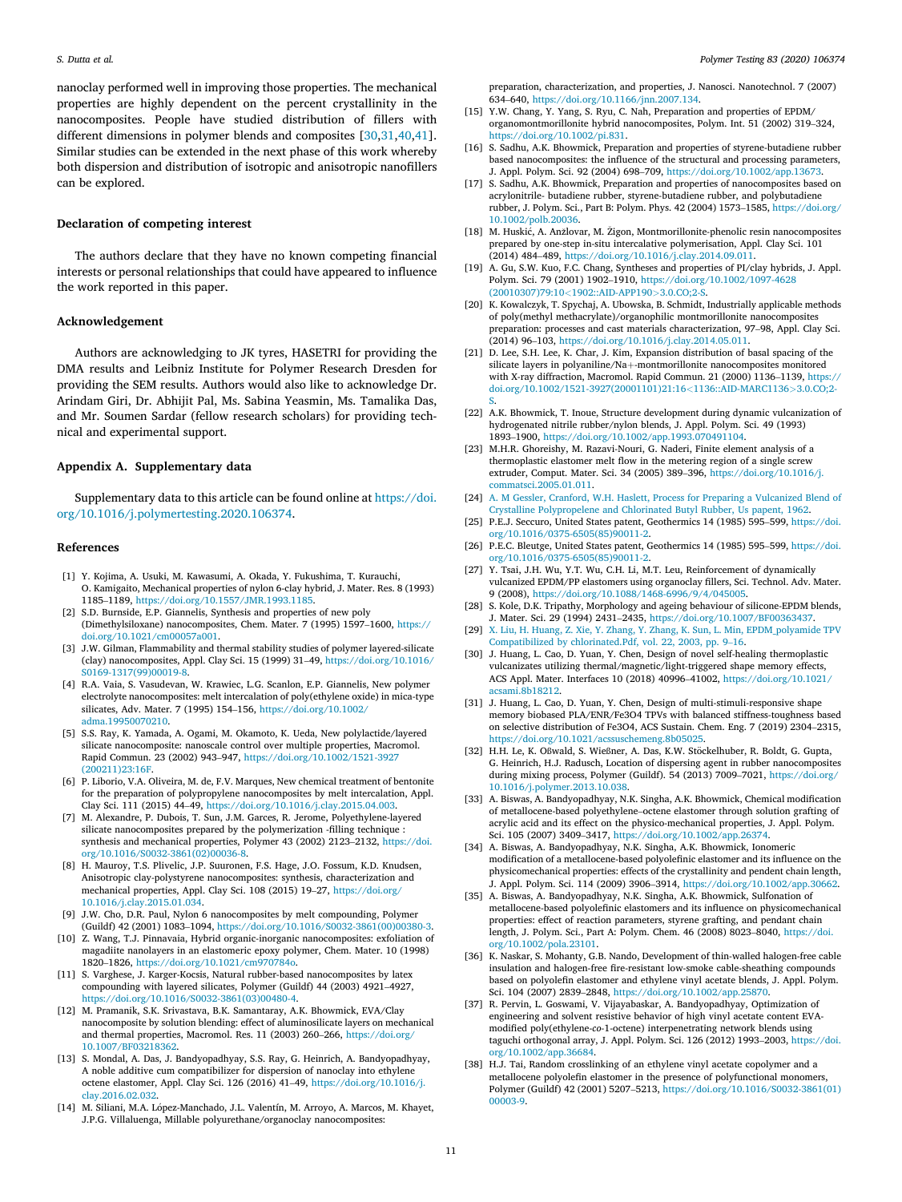nanoclay performed well in improving those properties. The mechanical properties are highly dependent on the percent crystallinity in the nanocomposites. People have studied distribution of fillers with different dimensions in polymer blends and composites [30,31,40,41]. Similar studies can be extended in the next phase of this work whereby both dispersion and distribution of isotropic and anisotropic nanofillers can be explored.

## Declaration of competing interest

The authors declare that they have no known competing financial interests or personal relationships that could have appeared to influence the work reported in this paper.

## Acknowledgement

Authors are acknowledging to JK tyres, HASETRI for providing the DMA results and Leibniz Institute for Polymer Research Dresden for providing the SEM results. Authors would also like to acknowledge Dr. Arindam Giri, Dr. Abhijit Pal, Ms. Sabina Yeasmin, Ms. Tamalika Das, and Mr. Soumen Sardar (fellow research scholars) for providing technical and experimental support.

## Appendix A. Supplementary data

Supplementary data to this article can be found online at https://doi.org/10.1016/j.polymertesting.2020.106374.

## References

[1] Y. Kojima, A. Usuki, M. Kawasumi, A. Okada, Y. Fukushima, T. Kurauchi, O. Kamigaito, Mechanical properties of nylon 6-clay hybrid, J. Mater. Res. 8 (1993) 1185–1189, https://doi.org/10.1557/JMR.1993.1185.

[2] S.D. Burnside, E.P. Giannelis, Synthesis and properties of new poly (Dimethylsiloxane) nanocomposites, Chem. Mater. 7 (1995) 1597–1600, https://doi.org/10.1021/cm00057a001.

[3] J.W. Gilman, Flammability and thermal stability studies of polymer layered-silicate (clay) nanocomposites, Appl. Clay Sci. 15 (1999) 31–49, https://doi.org/10.1016/S0169-1317(99)00019-8.

[4] R.A. Vaia, S. Vasudevan, W. Krawiec, L.G. Scanlon, E.P. Giannelis, New polymer electrolyte nanocomposites: melt intercalation of poly(ethylene oxide) in mica-type silicates, Adv. Mater. 7 (1995) 154–156, https://doi.org/10.1002/adma.19950070210.

[5] S.S. Ray, K. Yamada, A. Ogami, M. Okamoto, K. Ueda, New polylactide/layered silicate nanocomposite: nanoscale control over multiple properties, Macromol. Rapid Commun. 23 (2002) 943–947, https://doi.org/10.1002/1521-3927(200211)23:16F.

[6] P. Liborio, V.A. Oliveira, M. de, F.V. Marques, New chemical treatment of bentonite for the preparation of polypropylene nanocomposites by melt intercalation, Appl. Clay Sci. 111 (2015) 44–49, https://doi.org/10.1016/j.clay.2015.04.003.

[7] M. Alexandre, P. Dubois, T. Sun, J.M. Garces, R. Jerome, Polyethylene-layered silicate nanocomposites prepared by the polymerization -filling technique : synthesis and mechanical properties, Polymer 43 (2002) 2123–2132, https://doi.org/10.1016/S0032-3861(02)00036-8.

[8] H. Mauroy, T.S. Plivelic, J.P. Suuronen, F.S. Hage, J.O. Fossum, K.D. Knudsen, Anisotropic clay-polystyrene nanocomposites: synthesis, characterization and mechanical properties, Appl. Clay Sci. 108 (2015) 19–27, https://doi.org/10.1016/j.clay.2015.01.034.

[9] J.W. Cho, D.R. Paul, Nylon 6 nanocomposites by melt compounding, Polymer (Guildf) 42 (2001) 1083–1094, https://doi.org/10.1016/S0032-3861(00)00380-3.

[10] Z. Wang, T.J. Pinnavaia, Hybrid organic-inorganic nanocomposites: exfoliation of magadiite nanolayers in an elastomeric epoxy polymer, Chem. Mater. 10 (1998) 1820–1826, https://doi.org/10.1021/cm970784o.

[11] S. Varghese, J. Karger-Kocsis, Natural rubber-based nanocomposites by latex compounding with layered silicates, Polymer (Guildf) 44 (2003) 4921–4927, https://doi.org/10.1016/S0032-3861(03)00480-4.

[12] M. Pramanik, S.K. Srivastava, B.K. Samantaray, A.K. Bhowmick, EVA/Clay nanocomposite by solution blending: effect of aluminosilicate layers on mechanical and thermal properties, Macromol. Res. 11 (2003) 260–266, https://doi.org/10.1007/BF03218362.

[13] S. Mondal, A. Das, J. Bandyopadhyay, S.S. Ray, G. Heinrich, A. Bandyopadhyay, A noble additive cum compatibilizer for dispersion of nanoclay into ethylene octene elastomer, Appl. Clay Sci. 126 (2016) 41–49, https://doi.org/10.1016/j.clay.2016.02.032.

[14] M. Siliani, M.A. López-Manchado, J.L. Valentín, M. Arroyo, A. Marcos, M. Khayet, J.P.G. Villaluenga, Millable polyurethane/organoclay nanocomposites: preparation, characterization, and properties, J. Nanosci. Nanotechnol. 7 (2007) 634–640, https://doi.org/10.1166/jnn.2007.134.

[15] Y.W. Chang, Y. Yang, S. Ryu, C. Nah, Preparation and properties of EPDM/organomontmorillonite hybrid nanocomposites, Polym. Int. 51 (2002) 319–324, https://doi.org/10.1002/pi.831.

[16] S. Sadhu, A.K. Bhowmick, Preparation and properties of styrene-butadiene rubber based nanocomposites: the influence of the structural and processing parameters, J. Appl. Polym. Sci. 92 (2004) 698–709, https://doi.org/10.1002/app.13673.

[17] S. Sadhu, A.K. Bhowmick, Preparation and properties of nanocomposites based on acrylonitrile- butadiene rubber, styrene-butadiene rubber, and polybutadiene rubber, J. Polym. Sci., Part B: Polym. Phys. 42 (2004) 1573–1585, https://doi.org/10.1002/polb.20036.

[18] M. Huskić, A. Anžlovar, M. Žigon, Montmorillonite-phenolic resin nanocomposites prepared by one-step in-situ intercalative polymerisation, Appl. Clay Sci. 101 (2014) 484–489, https://doi.org/10.1016/j.clay.2014.09.011.

[19] A. Gu, S.W. Kuo, F.C. Chang, Syntheses and properties of PI/clay hybrids, J. Appl. Polym. Sci. 79 (2001) 1902–1910, https://doi.org/10.1002/1097-4628(20010307)79:10<1902::AID-APP190>3.0.CO;2-S.

[20] K. Kowalczyk, T. Spychaj, A. Ubowska, B. Schmidt, Industrially applicable methods of poly(methyl methacrylate)/organophilic montmorillonite nanocomposites preparation: processes and cast materials characterization, 97–98, Appl. Clay Sci. (2014) 96–103, https://doi.org/10.1016/j.clay.2014.05.011.

[21] D. Lee, S.H. Lee, K. Char, J. Kim, Expansion distribution of basal spacing of the silicate layers in polyaniline/Na+-montmorillonite nanocomposites monitored with X-ray diffraction, Macromol. Rapid Commun. 21 (2000) 1136–1139, https://doi.org/10.1002/1521-3927(20001101)21:16<1136::AID-MARC1136>3.0.CO;2-S.

[22] A.K. Bhowmick, T. Inoue, Structure development during dynamic vulcanization of hydrogenated nitrile rubber/nylon blends, J. Appl. Polym. Sci. 49 (1993) 1893–1900, https://doi.org/10.1002/app.1993.070491104.

[23] M.H.R. Ghoreishy, M. Razavi-Nouri, G. Naderi, Finite element analysis of a thermoplastic elastomer melt flow in the metering region of a single screw extruder, Comput. Mater. Sci. 34 (2005) 389–396, https://doi.org/10.1016/j.commatsci.2005.01.011.

[24] A. M Gessler, Cranford, W.H. Haslett, Process for Preparing a Vulcanized Blend of Crystalline Polypropelene and Chlorinated Butyl Rubber, Us papent, 1962.

[25] P.E.J. Seccuro, United States patent, Geothermics 14 (1985) 595–599, https://doi.org/10.1016/0375-6505(85)90011-2.

[26] P.E.C. Bleutge, United States patent, Geothermics 14 (1985) 595–599, https://doi.org/10.1016/0375-6505(85)90011-2.

[27] Y. Tsai, J.H. Wu, Y.T. Wu, C.H. Li, M.T. Leu, Reinforcement of dynamically vulcanized EPDM/PP elastomers using organoclay fillers, Sci. Technol. Adv. Mater. 9 (2008), https://doi.org/10.1088/1468-6996/9/4/045005.

[28] S. Kole, D.K. Tripathy, Morphology and ageing behaviour of silicone-EPDM blends, J. Mater. Sci. 29 (1994) 2431–2435, https://doi.org/10.1007/BF00363437.

[29] X. Liu, H. Huang, Z. Xie, Y. Zhang, Y. Zhang, K. Sun, L. Min, EPDM_polyamide TPV Compatibilized by chlorinated.Pdf, vol. 22, 2003, pp. 9–16.

[30] J. Huang, L. Cao, D. Yuan, Y. Chen, Design of novel self-healing thermoplastic vulcanizates utilizing thermal/magnetic/light-triggered shape memory effects, ACS Appl. Mater. Interfaces 10 (2018) 40996–41002, https://doi.org/10.1021/acsami.8b18212.

[31] J. Huang, L. Cao, D. Yuan, Y. Chen, Design of multi-stimuli-responsive shape memory biobased PLA/ENR/Fe3O4 TPVs with balanced stiffness-toughness based on selective distribution of Fe3O4, ACS Sustain. Chem. Eng. 7 (2019) 2304–2315, https://doi.org/10.1021/acssuschemeng.8b05025.

[32] H.H. Le, K. Oßwald, S. Wießner, A. Das, K.W. Stöckelhuber, R. Boldt, G. Gupta, G. Heinrich, H.J. Radusch, Location of dispersing agent in rubber nanocomposites during mixing process, Polymer (Guildf). 54 (2013) 7009–7021, https://doi.org/10.1016/j.polymer.2013.10.038.

[33] A. Biswas, A. Bandyopadhyay, N.K. Singha, A.K. Bhowmick, Chemical modification of metallocene-based polyethylene–octene elastomer through solution grafting of acrylic acid and its effect on the physico-mechanical properties, J. Appl. Polym. Sci. 105 (2007) 3409–3417, https://doi.org/10.1002/app.26374.

[34] A. Biswas, A. Bandyopadhyay, N.K. Singha, A.K. Bhowmick, Ionomeric modification of a metallocene-based polyolefinic elastomer and its influence on the physicomechanical properties: effects of the crystallinity and pendent chain length, J. Appl. Polym. Sci. 114 (2009) 3906–3914, https://doi.org/10.1002/app.30662.

[35] A. Biswas, A. Bandyopadhyay, N.K. Singha, A.K. Bhowmick, Sulfonation of metallocene-based polyolefinic elastomers and its influence on physicomechanical properties: effect of reaction parameters, styrene grafting, and pendant chain length, J. Polym. Sci., Part A: Polym. Chem. 46 (2008) 8023–8040, https://doi.org/10.1002/pola.23101.

[36] K. Naskar, S. Mohanty, G.B. Nando, Development of thin-walled halogen-free cable insulation and halogen-free fire-resistant low-smoke cable-sheathing compounds based on polyolefin elastomer and ethylene vinyl acetate blends, J. Appl. Polym. Sci. 104 (2007) 2839–2848, https://doi.org/10.1002/app.25870.

[37] R. Pervin, L. Goswami, V. Vijayabaskar, A. Bandyopadhyay, Optimization of engineering and solvent resistive behavior of high vinyl acetate content EVA-modified poly(ethylene-*co*-1-octene) interpenetrating network blends using taguchi orthogonal array, J. Appl. Polym. Sci. 126 (2012) 1993–2003, https://doi.org/10.1002/app.36684.

[38] H.J. Tai, Random crosslinking of an ethylene vinyl acetate copolymer and a metallocene polyolefin elastomer in the presence of polyfunctional monomers, Polymer (Guildf) 42 (2001) 5207–5213, https://doi.org/10.1016/S0032-3861(01)00003-9.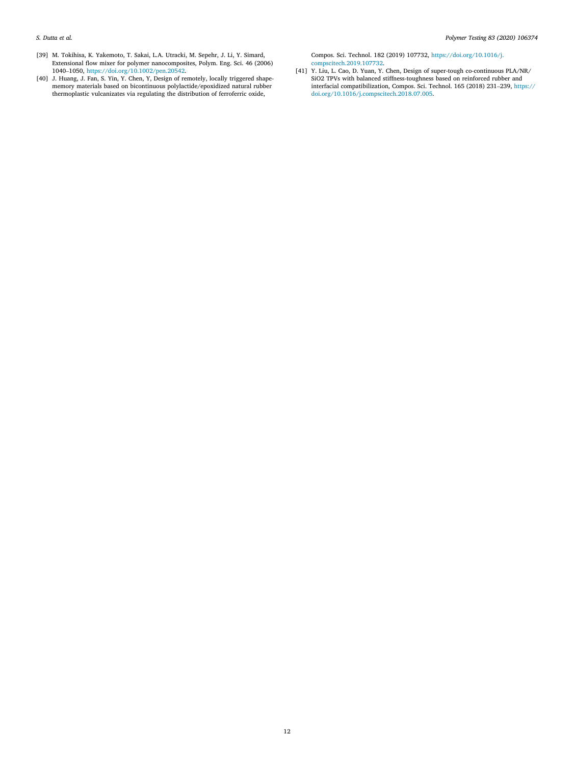[39] M. Tokihisa, K. Yakemoto, T. Sakai, L.A. Utracki, M. Sepehr, J. Li, Y. Simard, Extensional flow mixer for polymer nanocomposites, Polym. Eng. Sci. 46 (2006) 1040–1050, https://doi.org/10.1002/pen.20542.

[40] J. Huang, J. Fan, S. Yin, Y. Chen, Y, Design of remotely, locally triggered shape-memory materials based on bicontinuous polylactide/epoxidized natural rubber thermoplastic vulcanizates via regulating the distribution of ferroferric oxide, Compos. Sci. Technol. 182 (2019) 107732, https://doi.org/10.1016/j.compscitech.2019.107732.

[41] Y. Liu, L. Cao, D. Yuan, Y. Chen, Design of super-tough co-continuous PLA/NR/SiO2 TPVs with balanced stiffness-toughness based on reinforced rubber and interfacial compatibilization, Compos. Sci. Technol. 165 (2018) 231–239, https://doi.org/10.1016/j.compscitech.2018.07.005.